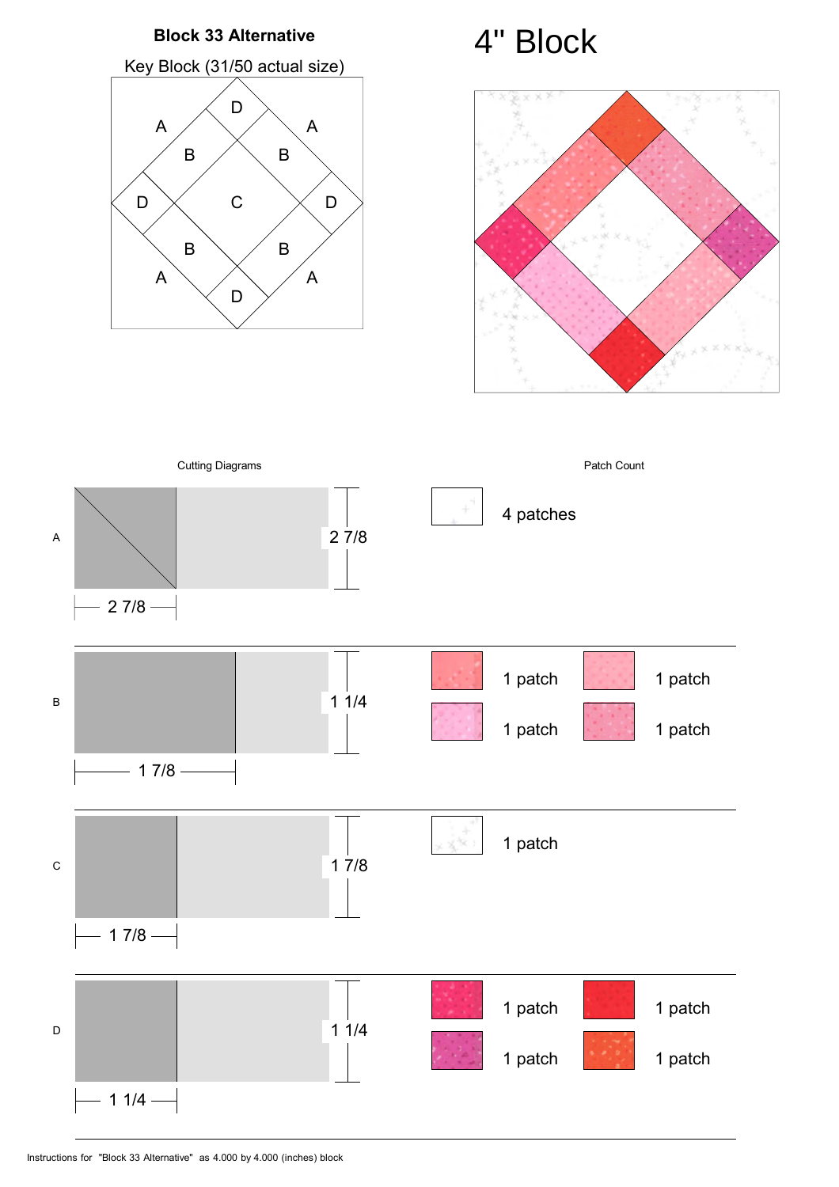## Block 33 Alternative

Key Block (31/50 actual size)

# 4" Block

Cutting Diagrams

Patch Count

| Patch | Cutting Dimensions | Patch Count |
| --- | --- | --- |
| A | 2 7/8 × 2 7/8 | 4 patches |
| B | 1 7/8 × 1 1/4 | 1 patch, 1 patch, 1 patch, 1 patch |
| C | 1 7/8 × 1 7/8 | 1 patch |
| D | 1 1/4 × 1 1/4 | 1 patch, 1 patch, 1 patch, 1 patch |

Instructions for "Block 33 Alternative" as 4.000 by 4.000 (inches) block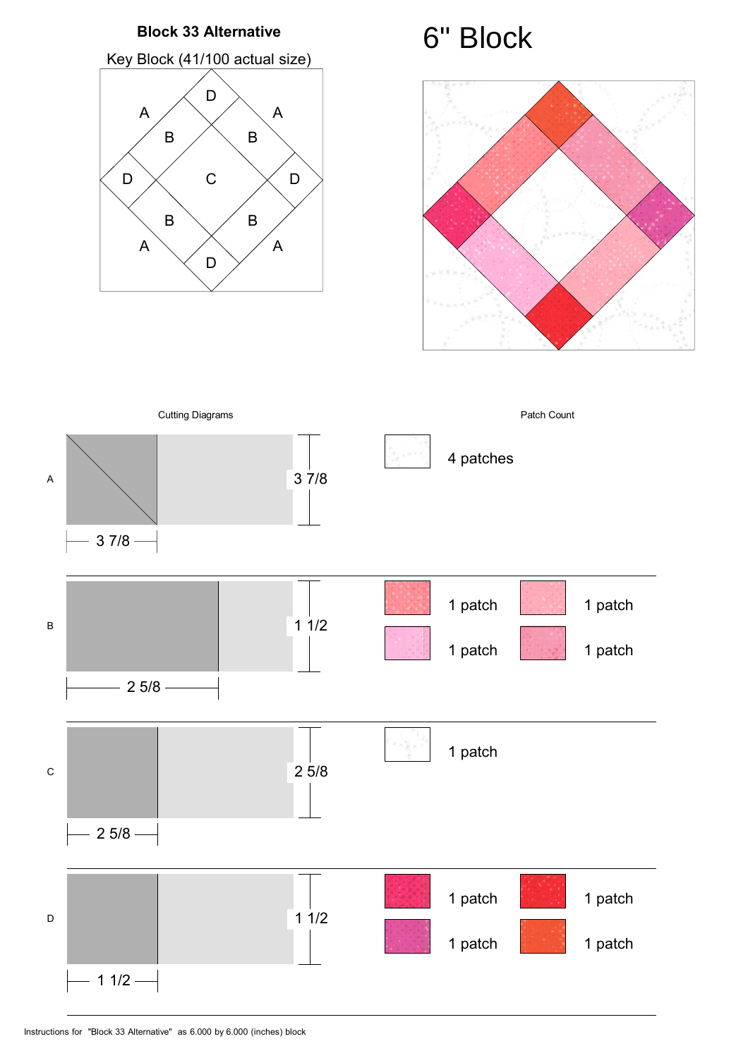**Block 33 Alternative**

Key Block (41/100 actual size)

# 6" Block

Cutting Diagrams

Patch Count

| Patch | Cutting size | Patch Count |
| --- | --- | --- |
| A | 3 7/8 × 3 7/8 | 4 patches |
| B | 2 5/8 × 1 1/2 | 1 patch, 1 patch, 1 patch, 1 patch |
| C | 2 5/8 × 2 5/8 | 1 patch |
| D | 1 1/2 × 1 1/2 | 1 patch, 1 patch, 1 patch, 1 patch |

Instructions for "Block 33 Alternative" as 6.000 by 6.000 (inches) block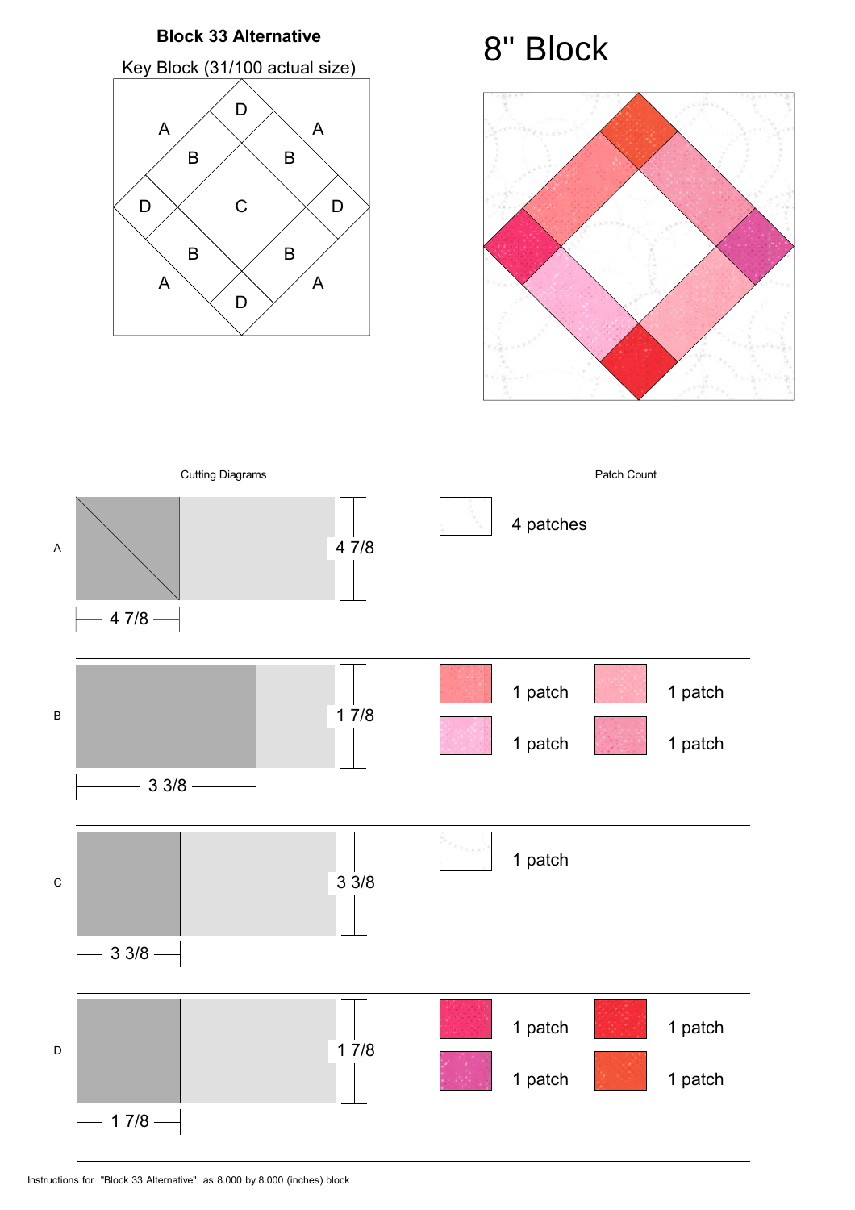# Block 33 Alternative

Key Block (31/100 actual size)

A A D B B D C D B B A A D

# 8" Block

Cutting Diagrams

Patch Count

| Patch | Cutting Dimensions | Patch Count |
| --- | --- | --- |
| A | 4 7/8 × 4 7/8 | 4 patches |
| B | 3 3/8 × 1 7/8 | 1 patch, 1 patch, 1 patch, 1 patch |
| C | 3 3/8 × 3 3/8 | 1 patch |
| D | 1 7/8 × 1 7/8 | 1 patch, 1 patch, 1 patch, 1 patch |

Instructions for "Block 33 Alternative" as 8.000 by 8.000 (inches) block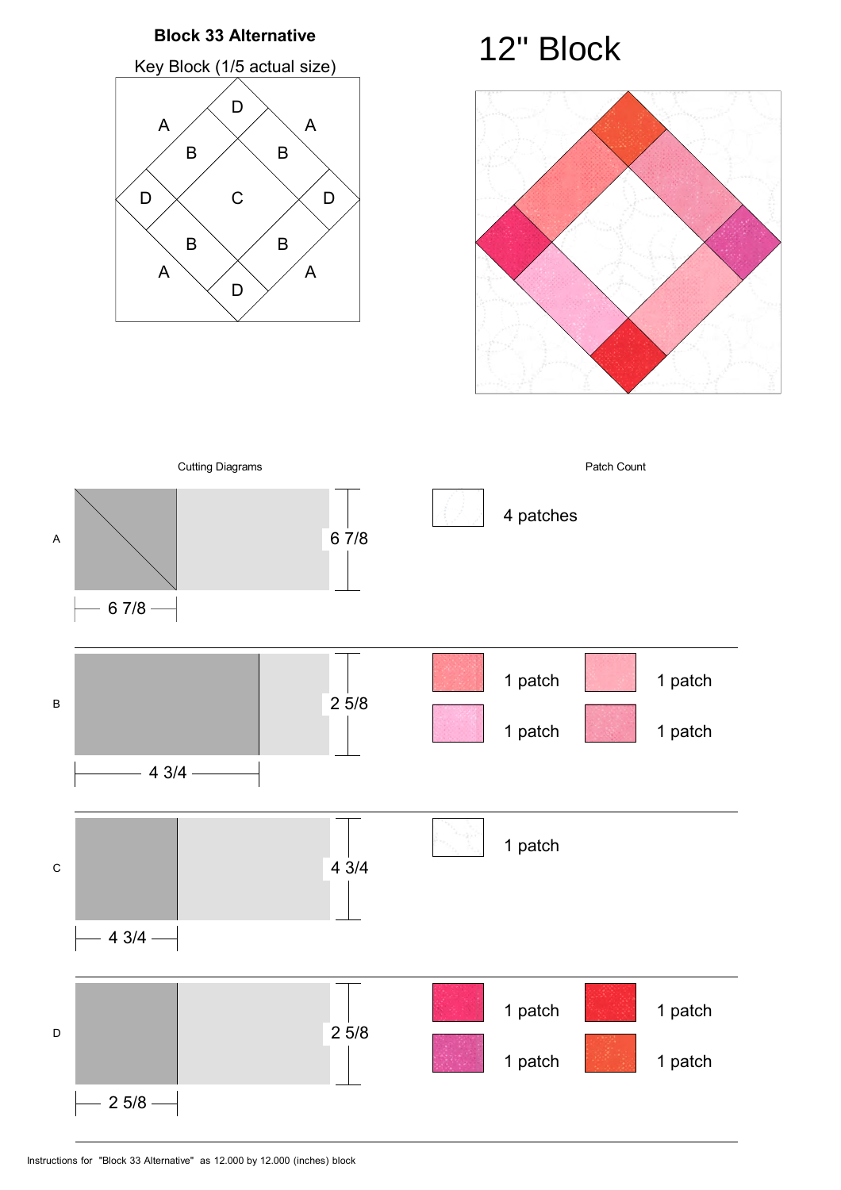# Block 33 Alternative

Key Block (1/5 actual size)

A B D C

# 12" Block

## Cutting Diagrams

## Patch Count

A

6 7/8

6 7/8

4 patches

B

2 5/8

4 3/4

1 patch

1 patch

1 patch

1 patch

C

4 3/4

4 3/4

1 patch

D

2 5/8

2 5/8

1 patch

1 patch

1 patch

1 patch

Instructions for "Block 33 Alternative" as 12.000 by 12.000 (inches) block